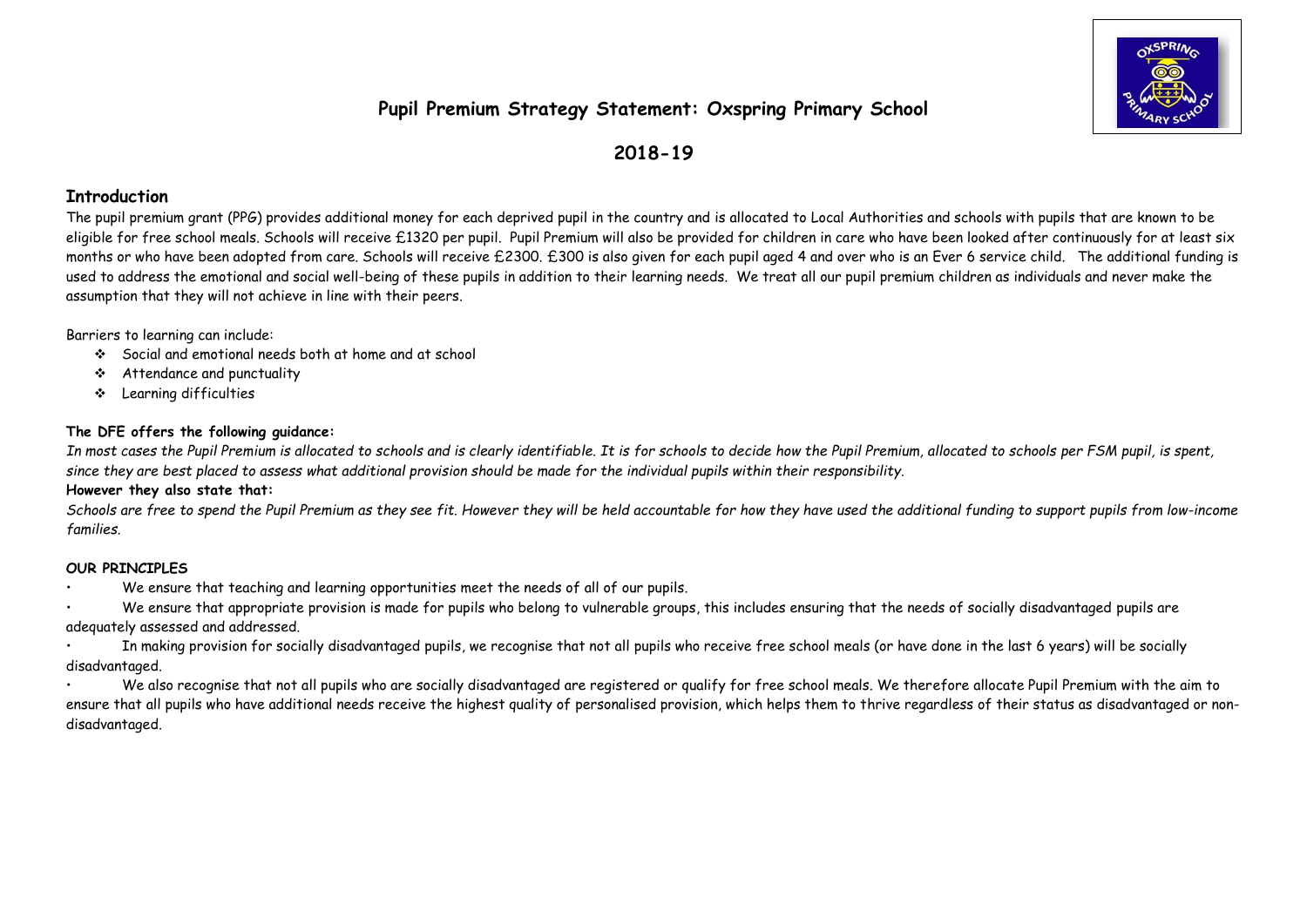# Pupil Premium Strategy Statement: Oxspring Primary School

## 2018-19

## Introduction

The pupil premium grant (PPG) provides additional money for each deprived pupil in the country and is allocated to Local Authorities and schools with pupils that are known to be eligible for free school meals. Schools will receive £1320 per pupil. Pupil Premium will also be provided for children in care who have been looked after continuously for at least six months or who have been adopted from care. Schools will receive £2300. £300 is also given for each pupil aged 4 and over who is an Ever 6 service child. The additional funding is used to address the emotional and social well-being of these pupils in addition to their learning needs. We treat all our pupil premium children as individuals and never make the assumption that they will not achieve in line with their peers.

Barriers to learning can include:

- Social and emotional needs both at home and at school
- Attendance and punctuality
- Learning difficulties

**The DFE offers the following guidance:**

*In most cases the Pupil Premium is allocated to schools and is clearly identifiable. It is for schools to decide how the Pupil Premium, allocated to schools per FSM pupil, is spent, since they are best placed to assess what additional provision should be made for the individual pupils within their responsibility.*

**However they also state that:**

*Schools are free to spend the Pupil Premium as they see fit. However they will be held accountable for how they have used the additional funding to support pupils from low-income families.*

**OUR PRINCIPLES**

- We ensure that teaching and learning opportunities meet the needs of all of our pupils.
- We ensure that appropriate provision is made for pupils who belong to vulnerable groups, this includes ensuring that the needs of socially disadvantaged pupils are adequately assessed and addressed.
- In making provision for socially disadvantaged pupils, we recognise that not all pupils who receive free school meals (or have done in the last 6 years) will be socially disadvantaged.
- We also recognise that not all pupils who are socially disadvantaged are registered or qualify for free school meals. We therefore allocate Pupil Premium with the aim to ensure that all pupils who have additional needs receive the highest quality of personalised provision, which helps them to thrive regardless of their status as disadvantaged or non-disadvantaged.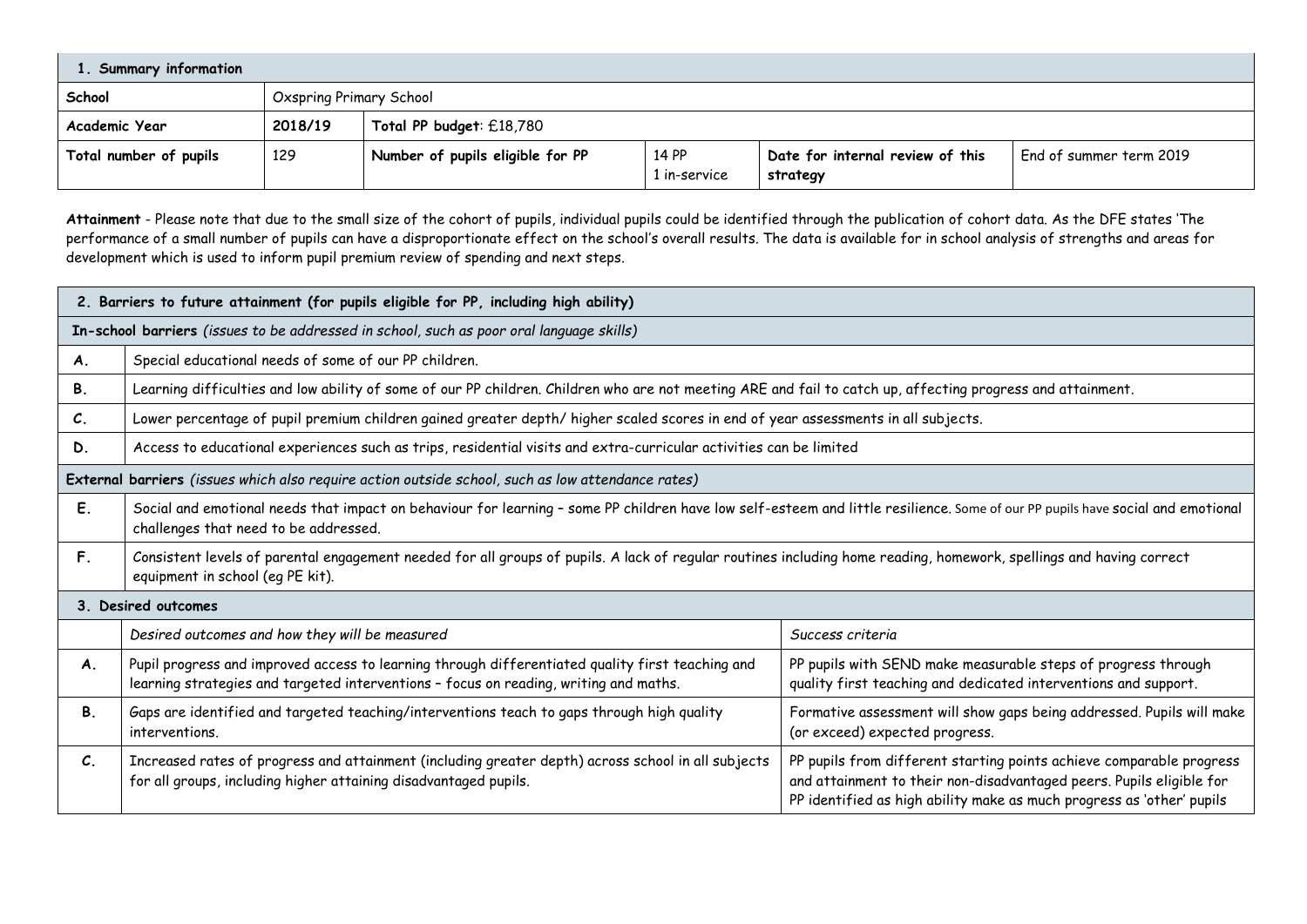| 1. Summary information | | | | | |
|---|---|---|---|---|---|
| **School** | Oxspring Primary School | | | | |
| **Academic Year** | **2018/19** | **Total PP budget**: £18,780 | | | |
| **Total number of pupils** | 129 | **Number of pupils eligible for PP** | 14 PP<br>1 in-service | **Date for internal review of this strategy** | End of summer term 2019 |

**Attainment** - Please note that due to the small size of the cohort of pupils, individual pupils could be identified through the publication of cohort data. As the DFE states 'The performance of a small number of pupils can have a disproportionate effect on the school's overall results. The data is available for in school analysis of strengths and areas for development which is used to inform pupil premium review of spending and next steps.

| 2. Barriers to future attainment (for pupils eligible for PP, including high ability) | |
|---|---|
| **In-school barriers** *(issues to be addressed in school, such as poor oral language skills)* | |
| **A.** | Special educational needs of some of our PP children. |
| **B.** | Learning difficulties and low ability of some of our PP children. Children who are not meeting ARE and fail to catch up, affecting progress and attainment. |
| **C.** | Lower percentage of pupil premium children gained greater depth/ higher scaled scores in end of year assessments in all subjects. |
| **D.** | Access to educational experiences such as trips, residential visits and extra-curricular activities can be limited |
| **External barriers** *(issues which also require action outside school, such as low attendance rates)* | |
| **E.** | Social and emotional needs that impact on behaviour for learning – some PP children have low self-esteem and little resilience. Some of our PP pupils have social and emotional challenges that need to be addressed. |
| **F.** | Consistent levels of parental engagement needed for all groups of pupils. A lack of regular routines including home reading, homework, spellings and having correct equipment in school (eg PE kit). |

| 3. Desired outcomes | | |
|---|---|---|
| | *Desired outcomes and how they will be measured* | *Success criteria* |
| **A.** | Pupil progress and improved access to learning through differentiated quality first teaching and learning strategies and targeted interventions – focus on reading, writing and maths. | PP pupils with SEND make measurable steps of progress through quality first teaching and dedicated interventions and support. |
| **B.** | Gaps are identified and targeted teaching/interventions teach to gaps through high quality interventions. | Formative assessment will show gaps being addressed. Pupils will make (or exceed) expected progress. |
| **C.** | Increased rates of progress and attainment (including greater depth) across school in all subjects for all groups, including higher attaining disadvantaged pupils. | PP pupils from different starting points achieve comparable progress and attainment to their non-disadvantaged peers. Pupils eligible for PP identified as high ability make as much progress as 'other' pupils |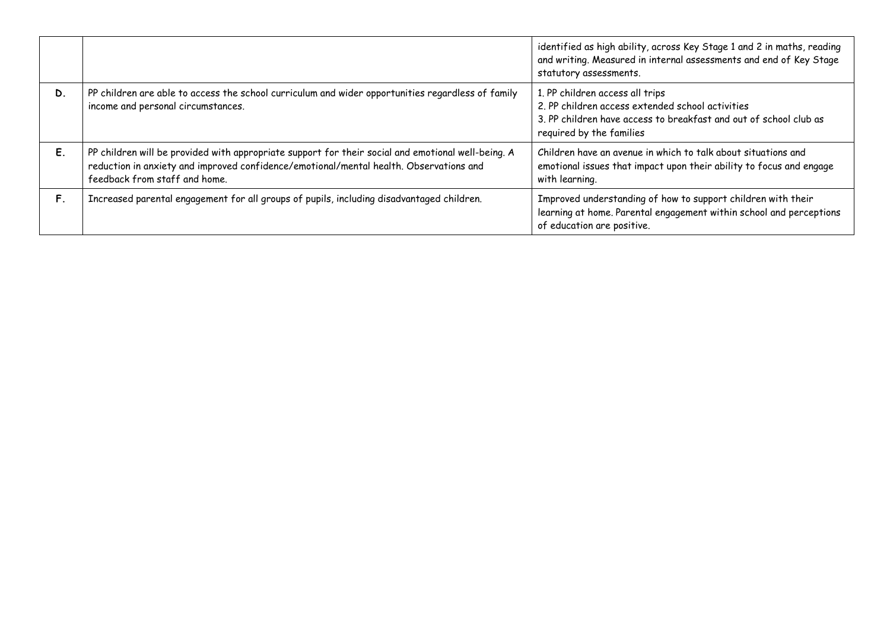| | | |
|---|---|---|
| | | identified as high ability, across Key Stage 1 and 2 in maths, reading and writing. Measured in internal assessments and end of Key Stage statutory assessments. |
| **D.** | PP children are able to access the school curriculum and wider opportunities regardless of family income and personal circumstances. | 1. PP children access all trips<br>2. PP children access extended school activities<br>3. PP children have access to breakfast and out of school club as required by the families |
| **E.** | PP children will be provided with appropriate support for their social and emotional well-being. A reduction in anxiety and improved confidence/emotional/mental health. Observations and feedback from staff and home. | Children have an avenue in which to talk about situations and emotional issues that impact upon their ability to focus and engage with learning. |
| **F.** | Increased parental engagement for all groups of pupils, including disadvantaged children. | Improved understanding of how to support children with their learning at home. Parental engagement within school and perceptions of education are positive. |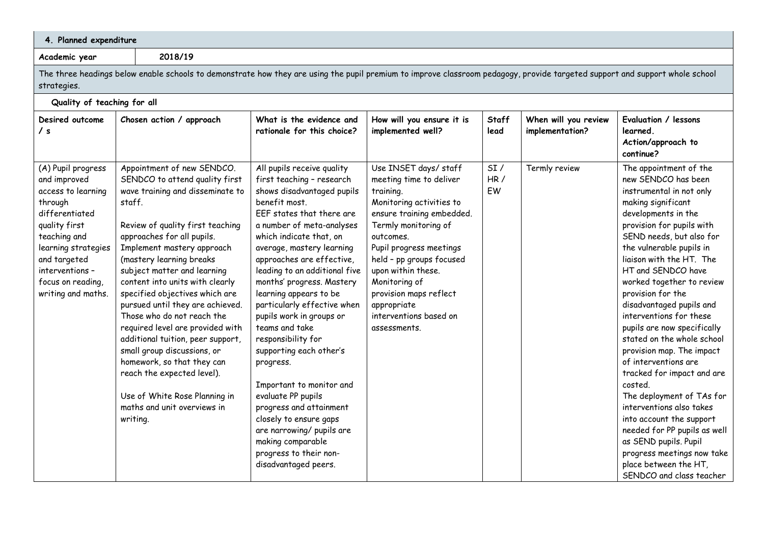**4. Planned expenditure**

**Academic year** 2018/19

The three headings below enable schools to demonstrate how they are using the pupil premium to improve classroom pedagogy, provide targeted support and support whole school strategies.

**Quality of teaching for all**

| Desired outcome / s | Chosen action / approach | What is the evidence and rationale for this choice? | How will you ensure it is implemented well? | Staff lead | When will you review implementation? | Evaluation / lessons learned. Action/approach to continue? |
|---|---|---|---|---|---|---|
| (A) Pupil progress and improved access to learning through differentiated quality first teaching and learning strategies and targeted interventions – focus on reading, writing and maths. | Appointment of new SENDCO. SENDCO to attend quality first wave training and disseminate to staff.<br><br>Review of quality first teaching approaches for all pupils. Implement mastery approach (mastery learning breaks subject matter and learning content into units with clearly specified objectives which are pursued until they are achieved. Those who do not reach the required level are provided with additional tuition, peer support, small group discussions, or homework, so that they can reach the expected level).<br><br>Use of White Rose Planning in maths and unit overviews in writing. | All pupils receive quality first teaching – research shows disadvantaged pupils benefit most.<br>EEF states that there are a number of meta-analyses which indicate that, on average, mastery learning approaches are effective, leading to an additional five months' progress. Mastery learning appears to be particularly effective when pupils work in groups or teams and take responsibility for supporting each other's progress.<br><br>Important to monitor and evaluate PP pupils progress and attainment closely to ensure gaps are narrowing/ pupils are making comparable progress to their non-disadvantaged peers. | Use INSET days/ staff meeting time to deliver training.<br>Monitoring activities to ensure training embedded.<br>Termly monitoring of outcomes.<br>Pupil progress meetings held – pp groups focused upon within these.<br>Monitoring of provision maps reflect appropriate interventions based on assessments. | SI / HR / EW | Termly review | The appointment of the new SENDCO has been instrumental in not only making significant developments in the provision for pupils with SEND needs, but also for the vulnerable pupils in liaison with the HT. The HT and SENDCO have worked together to review provision for the disadvantaged pupils and interventions for these pupils are now specifically stated on the whole school provision map. The impact of interventions are tracked for impact and are costed.<br>The deployment of TAs for interventions also takes into account the support needed for PP pupils as well as SEND pupils. Pupil progress meetings now take place between the HT, SENDCO and class teacher |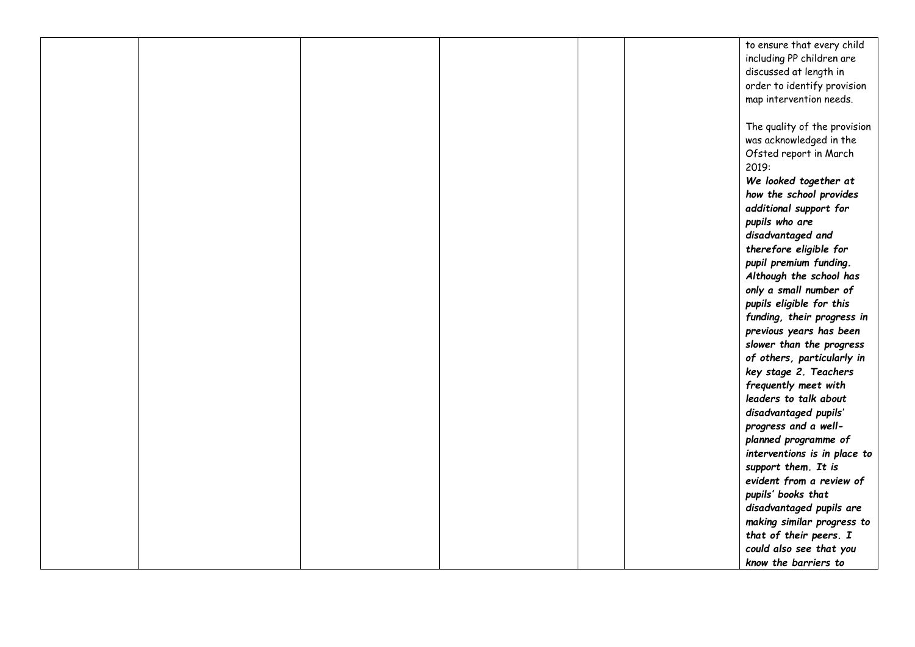|  |  |  |  |  |  |  |
|---|---|---|---|---|---|---|
|  |  |  |  |  |  | to ensure that every child including PP children are discussed at length in order to identify provision map intervention needs.<br><br>The quality of the provision was acknowledged in the Ofsted report in March 2019:<br>***We looked together at how the school provides additional support for pupils who are disadvantaged and therefore eligible for pupil premium funding. Although the school has only a small number of pupils eligible for this funding, their progress in previous years has been slower than the progress of others, particularly in key stage 2. Teachers frequently meet with leaders to talk about disadvantaged pupils' progress and a well-planned programme of interventions is in place to support them. It is evident from a review of pupils' books that disadvantaged pupils are making similar progress to that of their peers. I could also see that you know the barriers to*** |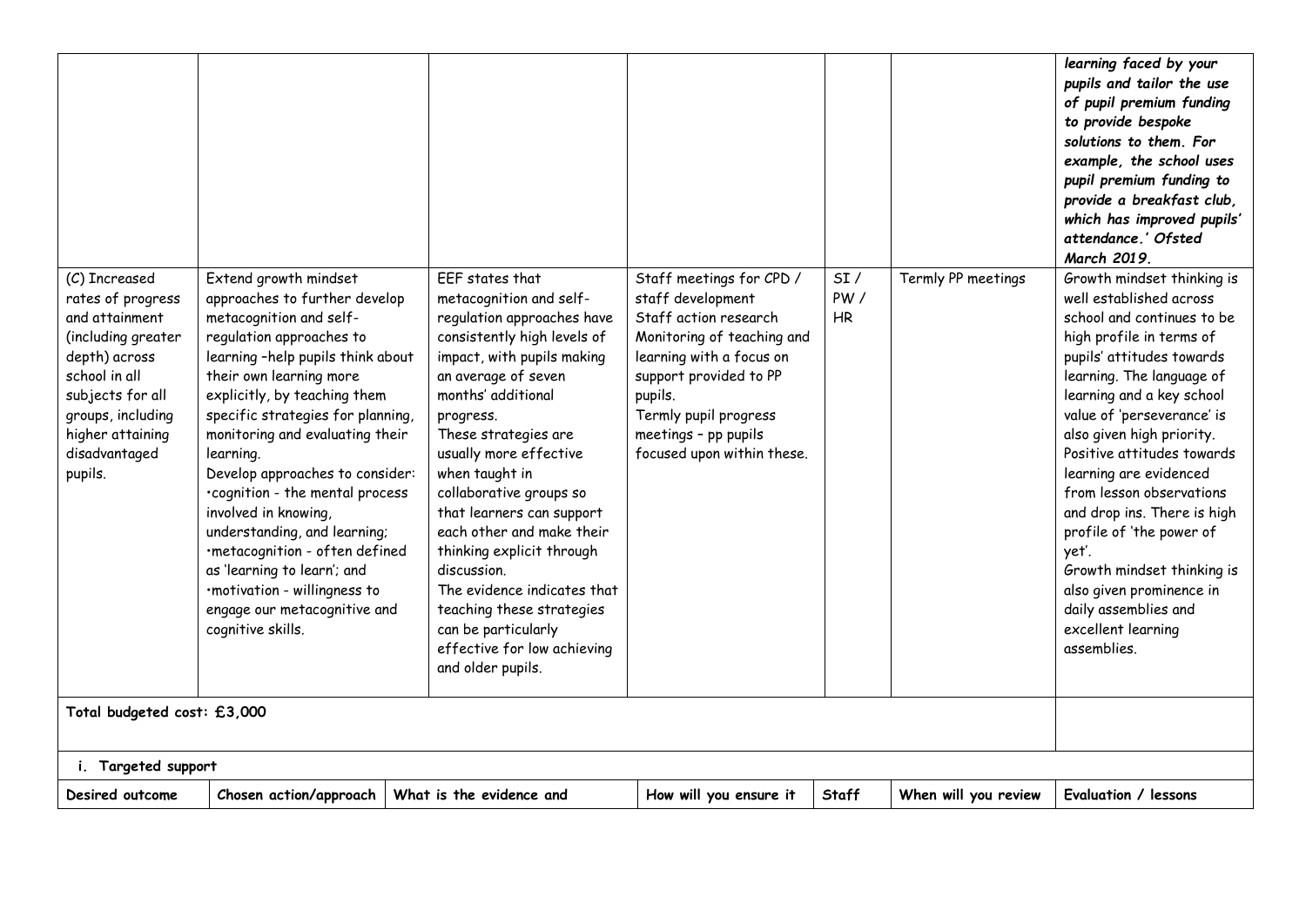| | | | | | | |
|---|---|---|---|---|---|---|
| | | | | | | ***learning faced by your pupils and tailor the use of pupil premium funding to provide bespoke solutions to them. For example, the school uses pupil premium funding to provide a breakfast club, which has improved pupils' attendance.' Ofsted March 2019.*** |
| (C) Increased rates of progress and attainment (including greater depth) across school in all subjects for all groups, including higher attaining disadvantaged pupils. | Extend growth mindset approaches to further develop metacognition and self-regulation approaches to learning –help pupils think about their own learning more explicitly, by teaching them specific strategies for planning, monitoring and evaluating their learning.<br>Develop approaches to consider:<br>•cognition - the mental process involved in knowing, understanding, and learning;<br>•metacognition - often defined as 'learning to learn'; and<br>•motivation - willingness to engage our metacognitive and cognitive skills. | EEF states that metacognition and self-regulation approaches have consistently high levels of impact, with pupils making an average of seven months' additional progress.<br>These strategies are usually more effective when taught in collaborative groups so that learners can support each other and make their thinking explicit through discussion.<br>The evidence indicates that teaching these strategies can be particularly effective for low achieving and older pupils. | Staff meetings for CPD / staff development<br>Staff action research<br>Monitoring of teaching and learning with a focus on support provided to PP pupils.<br>Termly pupil progress meetings – pp pupils focused upon within these. | SI / PW / HR | Termly PP meetings | Growth mindset thinking is well established across school and continues to be high profile in terms of pupils' attitudes towards learning. The language of learning and a key school value of 'perseverance' is also given high priority. Positive attitudes towards learning are evidenced from lesson observations and drop ins. There is high profile of 'the power of yet'.<br>Growth mindset thinking is also given prominence in daily assemblies and excellent learning assemblies. |
| **Total budgeted cost: £3,000** | | | | | | |

**i. Targeted support**

| Desired outcome | Chosen action/approach | What is the evidence and | How will you ensure it | Staff | When will you review | Evaluation / lessons |
|---|---|---|---|---|---|---|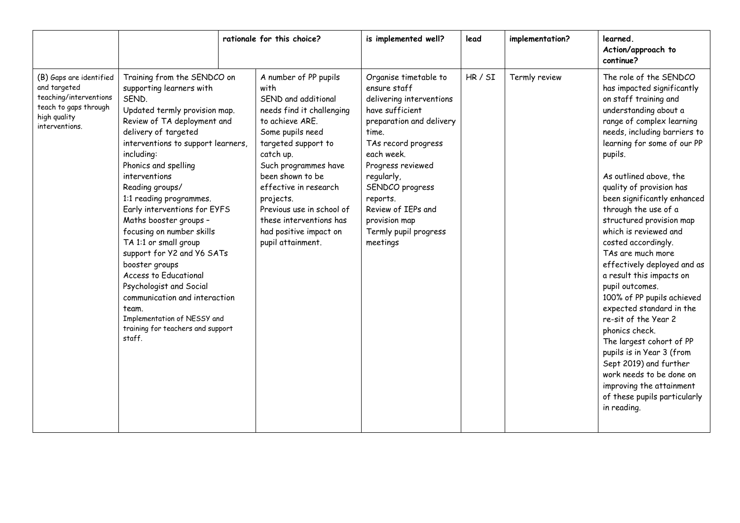| | | rationale for this choice? | is implemented well? | lead | implementation? | learned. Action/approach to continue? |
|---|---|---|---|---|---|---|
| (B) Gaps are identified and targeted teaching/interventions teach to gaps through high quality interventions. | Training from the SENDCO on supporting learners with SEND.<br>Updated termly provision map.<br>Review of TA deployment and delivery of targeted interventions to support learners, including:<br>Phonics and spelling interventions<br>Reading groups/<br>1:1 reading programmes.<br>Early interventions for EYFS<br>Maths booster groups – focusing on number skills<br>TA 1:1 or small group support for Y2 and Y6 SATs booster groups<br>Access to Educational Psychologist and Social communication and interaction team.<br>Implementation of NESSY and training for teachers and support staff. | A number of PP pupils with SEND and additional needs find it challenging to achieve ARE.<br>Some pupils need targeted support to catch up.<br>Such programmes have been shown to be effective in research projects.<br>Previous use in school of these interventions has had positive impact on pupil attainment. | Organise timetable to ensure staff delivering interventions have sufficient preparation and delivery time.<br>TAs record progress each week.<br>Progress reviewed regularly,<br>SENDCO progress reports.<br>Review of IEPs and provision map<br>Termly pupil progress meetings | HR / SI | Termly review | The role of the SENDCO has impacted significantly on staff training and understanding about a range of complex learning needs, including barriers to learning for some of our PP pupils.<br><br>As outlined above, the quality of provision has been significantly enhanced through the use of a structured provision map which is reviewed and costed accordingly.<br>TAs are much more effectively deployed and as a result this impacts on pupil outcomes.<br>100% of PP pupils achieved expected standard in the re-sit of the Year 2 phonics check.<br>The largest cohort of PP pupils is in Year 3 (from Sept 2019) and further work needs to be done on improving the attainment of these pupils particularly in reading. |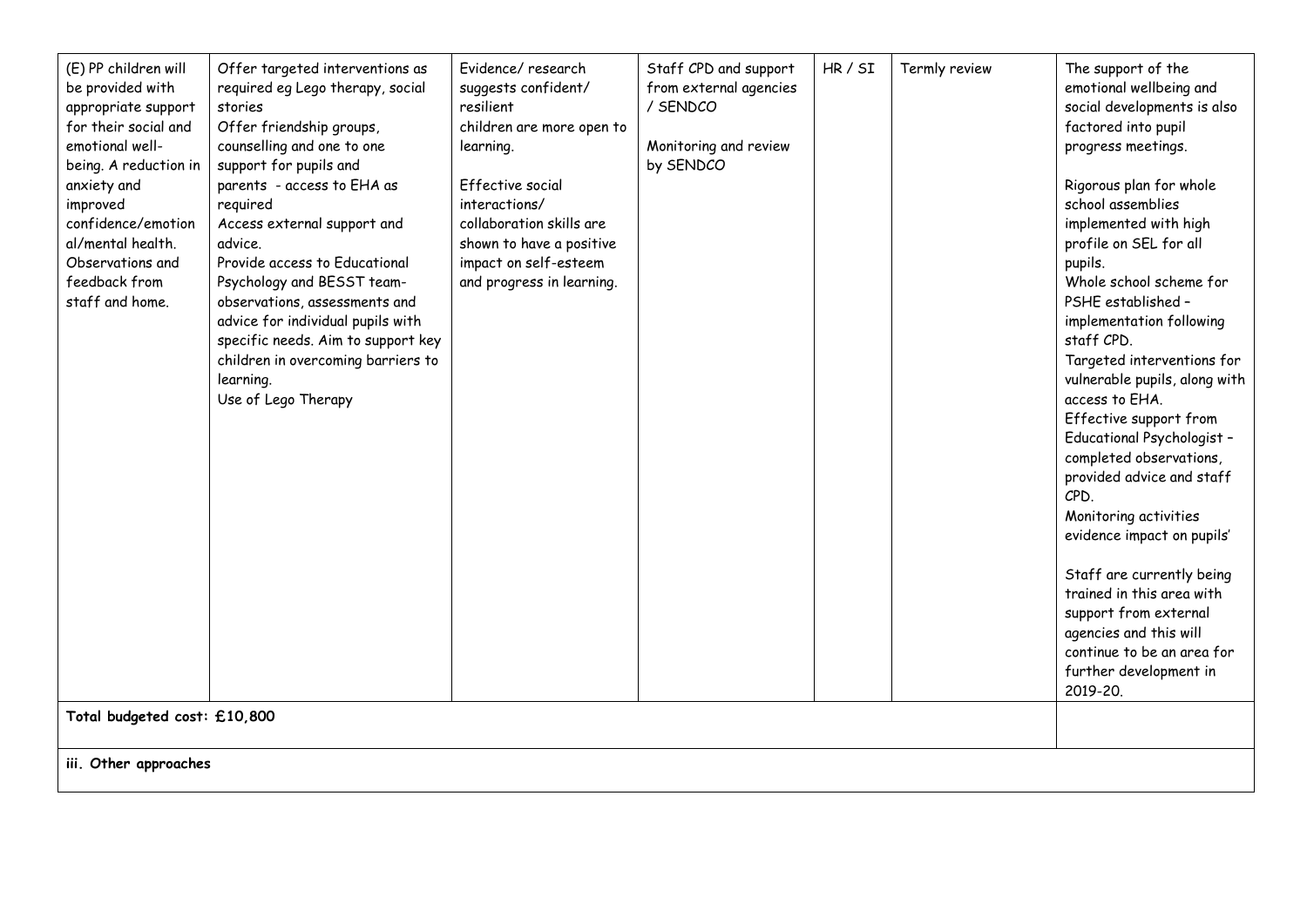| | | | | | | |
|---|---|---|---|---|---|---|
| (E) PP children will be provided with appropriate support for their social and emotional well-being. A reduction in anxiety and improved confidence/emotional/mental health. Observations and feedback from staff and home. | Offer targeted interventions as required eg Lego therapy, social stories<br>Offer friendship groups, counselling and one to one support for pupils and parents - access to EHA as required<br>Access external support and advice.<br>Provide access to Educational Psychology and BESST team-observations, assessments and advice for individual pupils with specific needs. Aim to support key children in overcoming barriers to learning.<br>Use of Lego Therapy | Evidence/ research suggests confident/ resilient children are more open to learning.<br><br>Effective social interactions/ collaboration skills are shown to have a positive impact on self-esteem and progress in learning. | Staff CPD and support from external agencies / SENDCO<br><br>Monitoring and review by SENDCO | HR / SI | Termly review | The support of the emotional wellbeing and social developments is also factored into pupil progress meetings.<br><br>Rigorous plan for whole school assemblies implemented with high profile on SEL for all pupils.<br>Whole school scheme for PSHE established – implementation following staff CPD.<br>Targeted interventions for vulnerable pupils, along with access to EHA.<br>Effective support from Educational Psychologist – completed observations, provided advice and staff CPD.<br>Monitoring activities evidence impact on pupils'<br><br>Staff are currently being trained in this area with support from external agencies and this will continue to be an area for further development in 2019-20. |
| **Total budgeted cost: £10,800** | | | | | | |
| **iii. Other approaches** | | | | | | |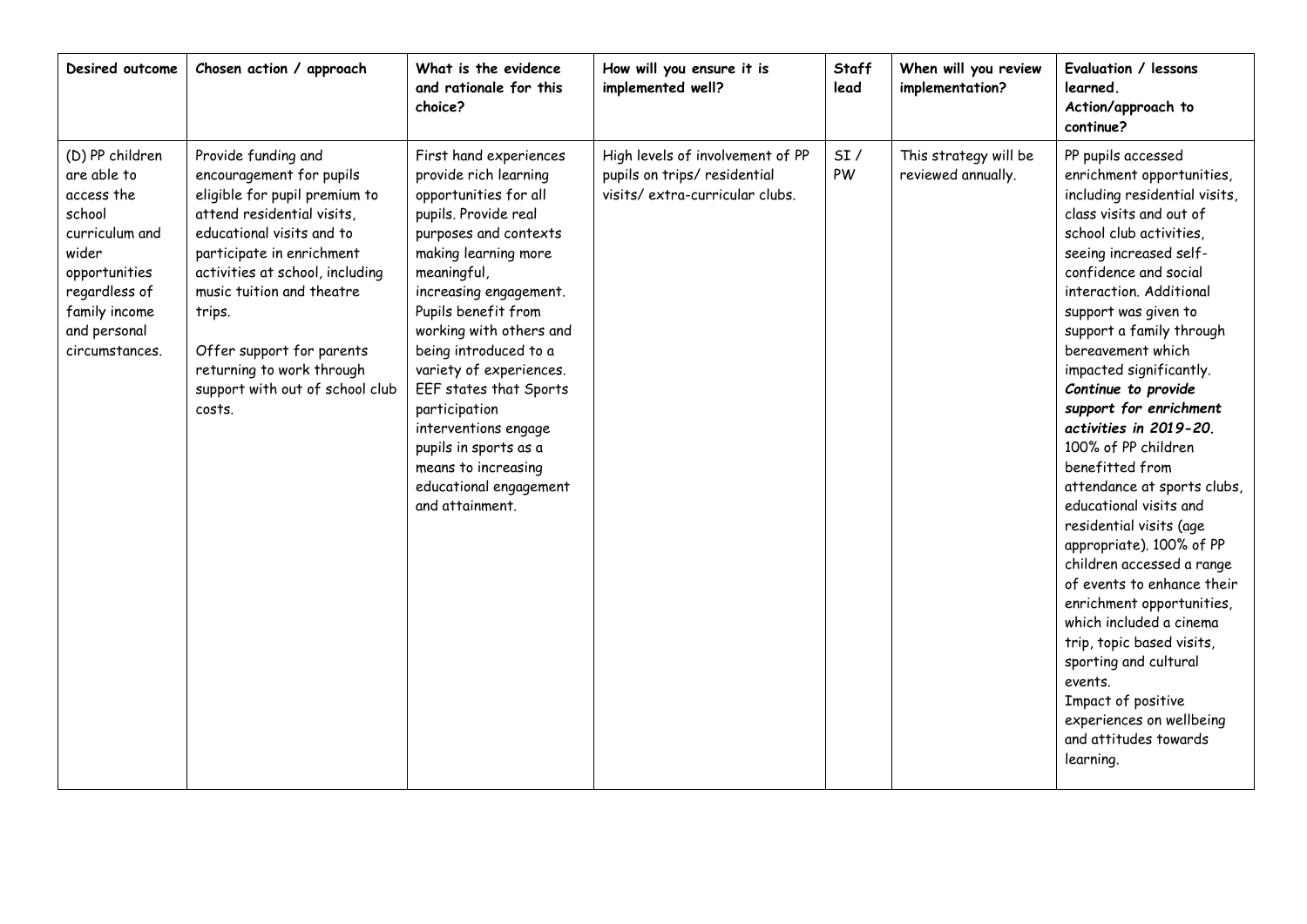| Desired outcome | Chosen action / approach | What is the evidence and rationale for this choice? | How will you ensure it is implemented well? | Staff lead | When will you review implementation? | Evaluation / lessons learned. Action/approach to continue? |
|---|---|---|---|---|---|---|
| (D) PP children are able to access the school curriculum and wider opportunities regardless of family income and personal circumstances. | Provide funding and encouragement for pupils eligible for pupil premium to attend residential visits, educational visits and to participate in enrichment activities at school, including music tuition and theatre trips.<br><br>Offer support for parents returning to work through support with out of school club costs. | First hand experiences provide rich learning opportunities for all pupils. Provide real purposes and contexts making learning more meaningful, increasing engagement. Pupils benefit from working with others and being introduced to a variety of experiences. EEF states that Sports participation interventions engage pupils in sports as a means to increasing educational engagement and attainment. | High levels of involvement of PP pupils on trips/ residential visits/ extra-curricular clubs. | SI / PW | This strategy will be reviewed annually. | PP pupils accessed enrichment opportunities, including residential visits, class visits and out of school club activities, seeing increased self-confidence and social interaction. Additional support was given to support a family through bereavement which impacted significantly. ***Continue to provide support for enrichment activities in 2019-20.*** 100% of PP children benefitted from attendance at sports clubs, educational visits and residential visits (age appropriate). 100% of PP children accessed a range of events to enhance their enrichment opportunities, which included a cinema trip, topic based visits, sporting and cultural events.<br>Impact of positive experiences on wellbeing and attitudes towards learning. |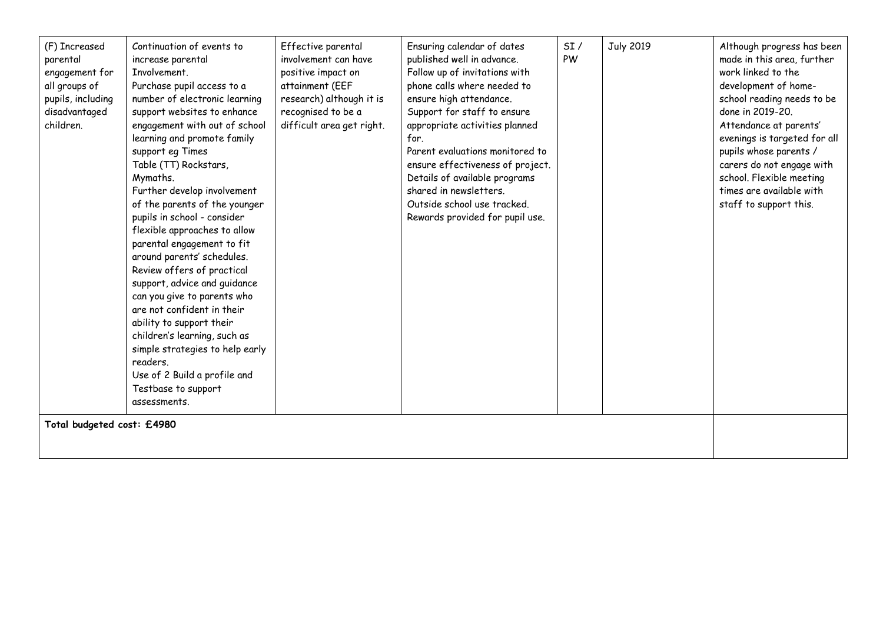| | | | | | | |
|---|---|---|---|---|---|---|
| (F) Increased parental engagement for all groups of pupils, including disadvantaged children. | Continuation of events to increase parental Involvement.<br>Purchase pupil access to a number of electronic learning support websites to enhance engagement with out of school learning and promote family support eg Times Table (TT) Rockstars, Mymaths.<br>Further develop involvement of the parents of the younger pupils in school - consider flexible approaches to allow parental engagement to fit around parents' schedules.<br>Review offers of practical support, advice and guidance can you give to parents who are not confident in their ability to support their children's learning, such as simple strategies to help early readers.<br>Use of 2 Build a profile and Testbase to support assessments. | Effective parental involvement can have positive impact on attainment (EEF research) although it is recognised to be a difficult area get right. | Ensuring calendar of dates published well in advance.<br>Follow up of invitations with phone calls where needed to ensure high attendance.<br>Support for staff to ensure appropriate activities planned for.<br>Parent evaluations monitored to ensure effectiveness of project.<br>Details of available programs shared in newsletters.<br>Outside school use tracked.<br>Rewards provided for pupil use. | SI / PW | July 2019 | Although progress has been made in this area, further work linked to the development of home-school reading needs to be done in 2019-20.<br>Attendance at parents' evenings is targeted for all pupils whose parents / carers do not engage with school. Flexible meeting times are available with staff to support this. |
| **Total budgeted cost: £4980** | | | | | | |